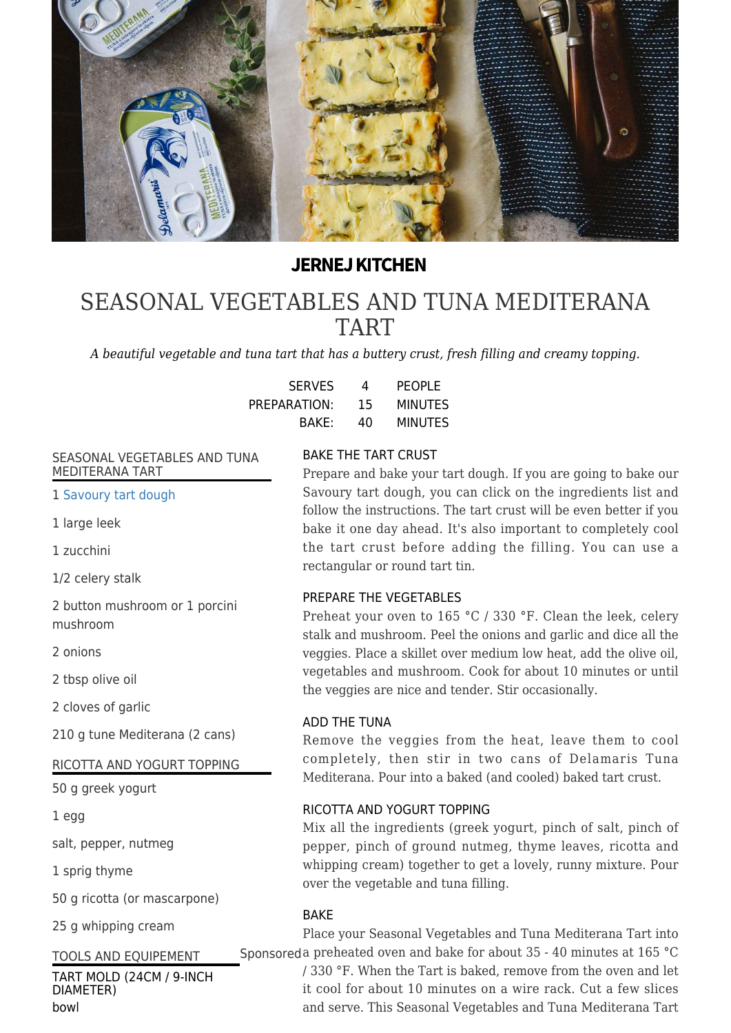**JERNEJ KITCHEN**

# SEASONAL VEGETABLES AND TUNA MEDITERANA TART

*A beautiful vegetable and tuna tart that has a buttery crust, fresh filling and creamy topping.*

SERVES 4 PEOPLE
PREPARATION: 15 MINUTES
BAKE: 40 MINUTES

### SEASONAL VEGETABLES AND TUNA MEDITERANA TART

1 Savoury tart dough

1 large leek

1 zucchini

1/2 celery stalk

2 button mushroom or 1 porcini mushroom

2 onions

2 tbsp olive oil

2 cloves of garlic

210 g tune Mediterana (2 cans)

### RICOTTA AND YOGURT TOPPING

50 g greek yogurt

1 egg

salt, pepper, nutmeg

1 sprig thyme

50 g ricotta (or mascarpone)

25 g whipping cream

### TOOLS AND EQUIPEMENT

TART MOLD (24CM / 9-INCH DIAMETER)

bowl

Sponsored

### BAKE THE TART CRUST

Prepare and bake your tart dough. If you are going to bake our Savoury tart dough, you can click on the ingredients list and follow the instructions. The tart crust will be even better if you bake it one day ahead. It's also important to completely cool the tart crust before adding the filling. You can use a rectangular or round tart tin.

### PREPARE THE VEGETABLES

Preheat your oven to 165 °C / 330 °F. Clean the leek, celery stalk and mushroom. Peel the onions and garlic and dice all the veggies. Place a skillet over medium low heat, add the olive oil, vegetables and mushroom. Cook for about 10 minutes or until the veggies are nice and tender. Stir occasionally.

### ADD THE TUNA

Remove the veggies from the heat, leave them to cool completely, then stir in two cans of Delamaris Tuna Mediterana. Pour into a baked (and cooled) baked tart crust.

### RICOTTA AND YOGURT TOPPING

Mix all the ingredients (greek yogurt, pinch of salt, pinch of pepper, pinch of ground nutmeg, thyme leaves, ricotta and whipping cream) together to get a lovely, runny mixture. Pour over the vegetable and tuna filling.

### BAKE

Place your Seasonal Vegetables and Tuna Mediterana Tart into a preheated oven and bake for about 35 - 40 minutes at 165 °C / 330 °F. When the Tart is baked, remove from the oven and let it cool for about 10 minutes on a wire rack. Cut a few slices and serve. This Seasonal Vegetables and Tuna Mediterana Tart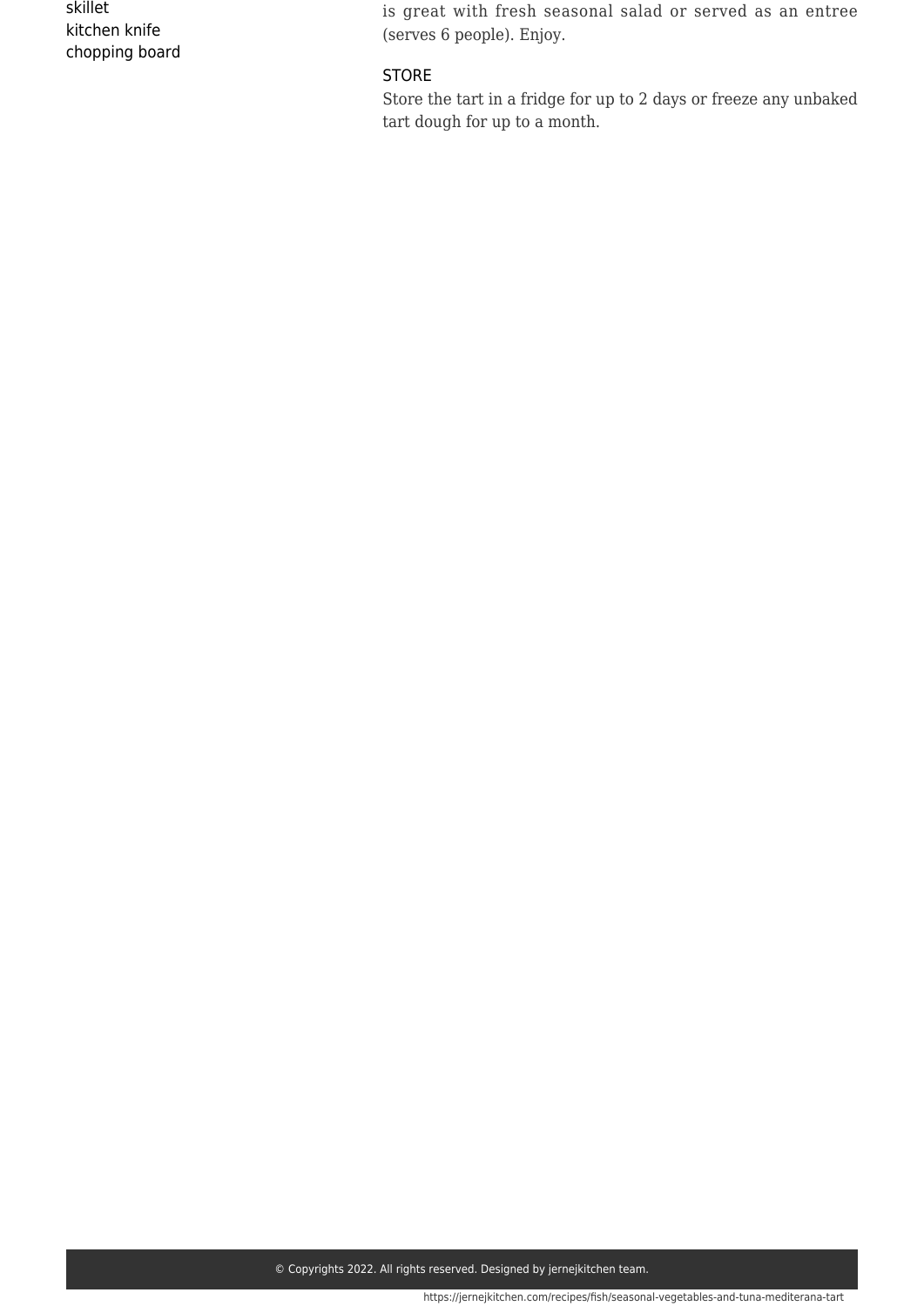skillet
kitchen knife
chopping board

is great with fresh seasonal salad or served as an entree (serves 6 people). Enjoy.

STORE

Store the tart in a fridge for up to 2 days or freeze any unbaked tart dough for up to a month.

© Copyrights 2022. All rights reserved. Designed by jernejkitchen team.